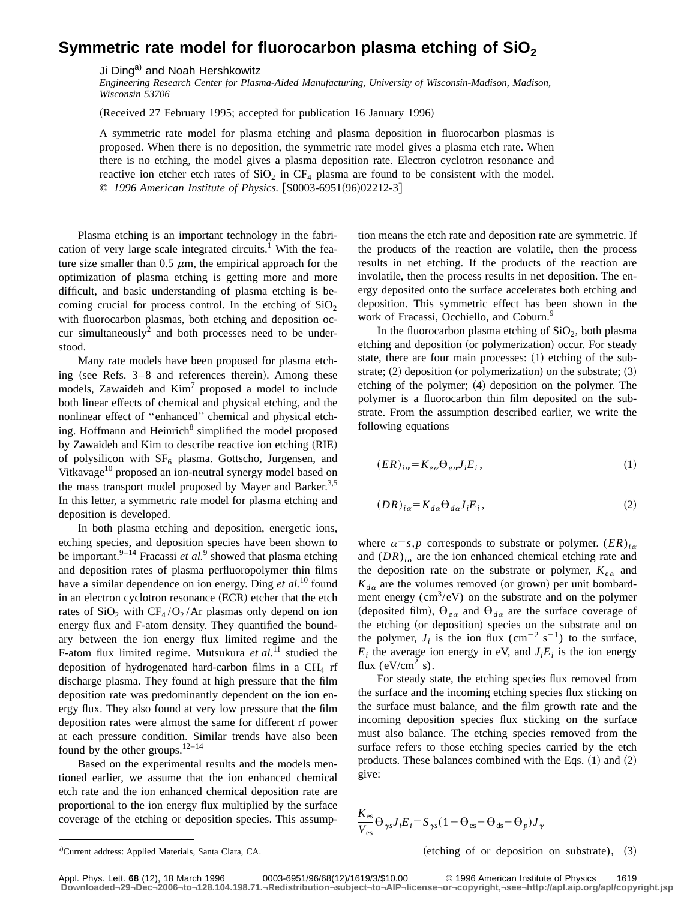# Symmetric rate model for fluorocarbon plasma etching of $SiO_2$

Ji Ding[a)] and Noah Hershkowitz

*Engineering Research Center for Plasma-Aided Manufacturing, University of Wisconsin-Madison, Madison, Wisconsin 53706*

(Received 27 February 1995; accepted for publication 16 January 1996)

A symmetric rate model for plasma etching and plasma deposition in fluorocarbon plasmas is proposed. When there is no deposition, the symmetric rate model gives a plasma etch rate. When there is no etching, the model gives a plasma deposition rate. Electron cyclotron resonance and reactive ion etcher etch rates of $SiO_2$ in $CF_4$ plasma are found to be consistent with the model. © *1996 American Institute of Physics.* [S0003-6951(96)02212-3]

Plasma etching is an important technology in the fabrication of very large scale integrated circuits.[1] With the feature size smaller than 0.5 $\mu$m, the empirical approach for the optimization of plasma etching is getting more and more difficult, and basic understanding of plasma etching is becoming crucial for process control. In the etching of $SiO_2$ with fluorocarbon plasmas, both etching and deposition occur simultaneously[2] and both processes need to be understood.

Many rate models have been proposed for plasma etching (see Refs. 3–8 and references therein). Among these models, Zawaideh and Kim[7] proposed a model to include both linear effects of chemical and physical etching, and the nonlinear effect of "enhanced" chemical and physical etching. Hoffmann and Heinrich[8] simplified the model proposed by Zawaideh and Kim to describe reactive ion etching (RIE) of polysilicon with $SF_6$ plasma. Gottscho, Jurgensen, and Vitkavage[10] proposed an ion-neutral synergy model based on the mass transport model proposed by Mayer and Barker.[3,5] In this letter, a symmetric rate model for plasma etching and deposition is developed.

In both plasma etching and deposition, energetic ions, etching species, and deposition species have been shown to be important.[9–14] Fracassi *et al.*[9] showed that plasma etching and deposition rates of plasma perfluoropolymer thin films have a similar dependence on ion energy. Ding *et al.*[10] found in an electron cyclotron resonance (ECR) etcher that the etch rates of $SiO_2$ with $CF_4/O_2/Ar$ plasmas only depend on ion energy flux and F-atom density. They quantified the boundary between the ion energy flux limited regime and the F-atom flux limited regime. Mutsukura *et al.*[11] studied the deposition of hydrogenated hard-carbon films in a $CH_4$ rf discharge plasma. They found at high pressure that the film deposition rate was predominantly dependent on the ion energy flux. They also found at very low pressure that the film deposition rates were almost the same for different rf power at each pressure condition. Similar trends have also been found by the other groups.[12–14]

Based on the experimental results and the models mentioned earlier, we assume that the ion enhanced chemical etch rate and the ion enhanced chemical deposition rate are proportional to the ion energy flux multiplied by the surface coverage of the etching or deposition species. This assumption means the etch rate and deposition rate are symmetric. If the products of the reaction are volatile, then the process results in net etching. If the products of the reaction are involatile, then the process results in net deposition. The energy deposited onto the surface accelerates both etching and deposition. This symmetric effect has been shown in the work of Fracassi, Occhiello, and Coburn.[9]

In the fluorocarbon plasma etching of $SiO_2$, both plasma etching and deposition (or polymerization) occur. For steady state, there are four main processes: (1) etching of the substrate; (2) deposition (or polymerization) on the substrate; (3) etching of the polymer; (4) deposition on the polymer. The polymer is a fluorocarbon thin film deposited on the substrate. From the assumption described earlier, we write the following equations

$$(ER)_{i\alpha}=K_{e\alpha}\Theta_{e\alpha}J_iE_i\,, \tag{1}$$

$$(DR)_{i\alpha}=K_{d\alpha}\Theta_{d\alpha}J_iE_i\,, \tag{2}$$

where $\alpha=s,p$ corresponds to substrate or polymer. $(ER)_{i\alpha}$ and $(DR)_{i\alpha}$ are the ion enhanced chemical etching rate and the deposition rate on the substrate or polymer, $K_{e\alpha}$ and $K_{d\alpha}$ are the volumes removed (or grown) per unit bombardment energy ($cm^3$/eV) on the substrate and on the polymer (deposited film), $\Theta_{e\alpha}$ and $\Theta_{d\alpha}$ are the surface coverage of the etching (or deposition) species on the substrate and on the polymer, $J_i$ is the ion flux ($cm^{-2}\ s^{-1}$) to the surface, $E_i$ the average ion energy in eV, and $J_iE_i$ is the ion energy flux ($eV/cm^2$ s).

For steady state, the etching species flux removed from the surface and the incoming etching species flux sticking on the surface must balance, and the film growth rate and the incoming deposition species flux sticking on the surface must also balance. The etching species removed from the surface refers to those etching species carried by the etch products. These balances combined with the Eqs. (1) and (2) give:

$$\frac{K_{es}}{V_{es}}\Theta_{\gamma s}J_iE_i=S_{\gamma s}(1-\Theta_{es}-\Theta_{ds}-\Theta_p)J_\gamma$$

(etching of or deposition on substrate), (3)

[a)]Current address: Applied Materials, Santa Clara, CA.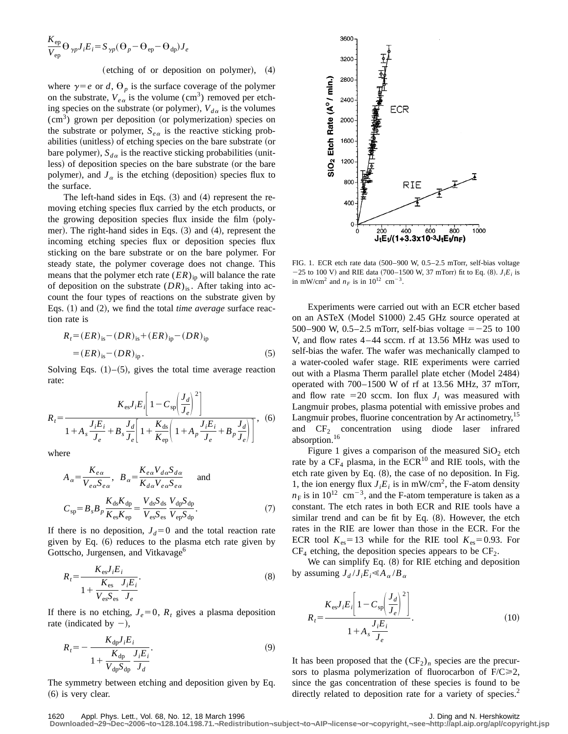$$\frac{K_{ep}}{V_{ep}}\Theta_{\gamma p}J_iE_i=S_{\gamma p}(\Theta_p-\Theta_{ep}-\Theta_{dp})J_e$$

$$\text{(etching of or deposition on polymer)}, \quad (4)$$

where $\gamma=e$ or $d$, $\Theta_p$ is the surface coverage of the polymer on the substrate, $V_{e\alpha}$ is the volume ($cm^3$) removed per etching species on the substrate (or polymer), $V_{d\alpha}$ is the volumes ($cm^3$) grown per deposition (or polymerization) species on the substrate or polymer, $S_{e\alpha}$ is the reactive sticking probabilities (unitless) of etching species on the bare substrate (or bare polymer), $S_{d\alpha}$ is the reactive sticking probabilities (unitless) of deposition species on the bare substrate (or the bare polymer), and $J_\alpha$ is the etching (deposition) species flux to the surface.

The left-hand sides in Eqs. (3) and (4) represent the removing etching species flux carried by the etch products, or the growing deposition species flux inside the film (polymer). The right-hand sides in Eqs. (3) and (4), represent the incoming etching species flux or deposition species flux sticking on the bare substrate or on the bare polymer. For steady state, the polymer coverage does not change. This means that the polymer etch rate $(ER)_{ip}$ will balance the rate of deposition on the substrate $(DR)_{is}$. After taking into account the four types of reactions on the substrate given by Eqs. (1) and (2), we find the total *time average* surface reaction rate is

$$R_t=(ER)_{is}-(DR)_{is}+(ER)_{ip}-(DR)_{ip}$$
$$=(ER)_{is}-(DR)_{ip}. \quad (5)$$

Solving Eqs. (1)–(5), gives the total time average reaction rate:

$$R_t=\frac{K_{es}J_iE_i\left[1-C_{sp}\left(\frac{J_d}{J_e}\right)^2\right]}{1+A_s\frac{J_iE_i}{J_e}+B_s\frac{J_d}{J_e}\left[1+\frac{K_{ds}}{K_{ep}}\left(1+A_p\frac{J_iE_i}{J_e}+B_p\frac{J_d}{J_e}\right)\right]}, \quad (6)$$

where

$$A_\alpha=\frac{K_{e\alpha}}{V_{e\alpha}S_{e\alpha}}, \quad B_\alpha=\frac{K_{e\alpha}V_{d\alpha}S_{d\alpha}}{K_{d\alpha}V_{e\alpha}S_{e\alpha}} \quad \text{and}$$

$$C_{sp}=B_sB_p\frac{K_{ds}K_{dp}}{K_{es}K_{ep}}=\frac{V_{ds}S_{ds}}{V_{es}S_{es}}\frac{V_{dp}S_{dp}}{V_{ep}S_{dp}}. \quad (7)$$

If there is no deposition, $J_d=0$ and the total reaction rate given by Eq. (6) reduces to the plasma etch rate given by Gottscho, Jurgensen, and Vitkavage[6]

$$R_t=\frac{K_{es}J_iE_i}{1+\frac{K_{es}}{V_{es}S_{es}}\frac{J_iE_i}{J_e}}. \quad (8)$$

If there is no etching, $J_e=0$, $R_t$ gives a plasma deposition rate (indicated by $-$),

$$R_t=-\frac{K_{dp}J_iE_i}{1+\frac{K_{dp}}{V_{dp}S_{dp}}\frac{J_iE_i}{J_d}}. \quad (9)$$

The symmetry between etching and deposition given by Eq. (6) is very clear.

FIG. 1. ECR etch rate data (500–900 W, 0.5–2.5 mTorr, self-bias voltage $-25$ to 100 V) and RIE data (700–1500 W, 37 mTorr) fit to Eq. (8). $J_iE_i$ is in $mW/cm^2$ and $n_F$ is in $10^{12}$ $cm^{-3}$.

Experiments were carried out with an ECR etcher based on an ASTeX (Model S1000) 2.45 GHz source operated at 500–900 W, 0.5–2.5 mTorr, self-bias voltage $=-25$ to 100 V, and flow rates 4–44 sccm. rf at 13.56 MHz was used to self-bias the wafer. The wafer was mechanically clamped to a water-cooled wafer stage. RIE experiments were carried out with a Plasma Therm parallel plate etcher (Model 2484) operated with 700–1500 W of rf at 13.56 MHz, 37 mTorr, and flow rate $=20$ sccm. Ion flux $J_i$ was measured with Langmuir probes, plasma potential with emissive probes and Langmuir probes, fluorine concentration by Ar actinometry,[15] and $CF_2$ concentration using diode laser infrared absorption.[16]

Figure 1 gives a comparison of the measured $SiO_2$ etch rate by a $CF_4$ plasma, in the ECR[10] and RIE tools, with the etch rate given by Eq. (8), the case of no deposition. In Fig. 1, the ion energy flux $J_iE_i$ is in $mW/cm^2$, the F-atom density $n_F$ is in $10^{12}$ $cm^{-3}$, and the F-atom temperature is taken as a constant. The etch rates in both ECR and RIE tools have a similar trend and can be fit by Eq. (8). However, the etch rates in the RIE are lower than those in the ECR. For the ECR tool $K_{es}=13$ while for the RIE tool $K_{es}=0.93$. For $CF_4$ etching, the deposition species appears to be $CF_2$.

We can simplify Eq. (8) for RIE etching and deposition by assuming $J_d/J_iE_i \ll A_\alpha/B_\alpha$

$$R_t=\frac{K_{es}J_iE_i\left[1-C_{sp}\left(\frac{J_d}{J_e}\right)^2\right]}{1+A_s\frac{J_iE_i}{J_e}}. \quad (10)$$

It has been proposed that the $(CF_2)_n$ species are the precursors to plasma polymerization of fluorocarbon of $F/C \geqslant 2$, since the gas concentration of these species is found to be directly related to deposition rate for a variety of species.[2]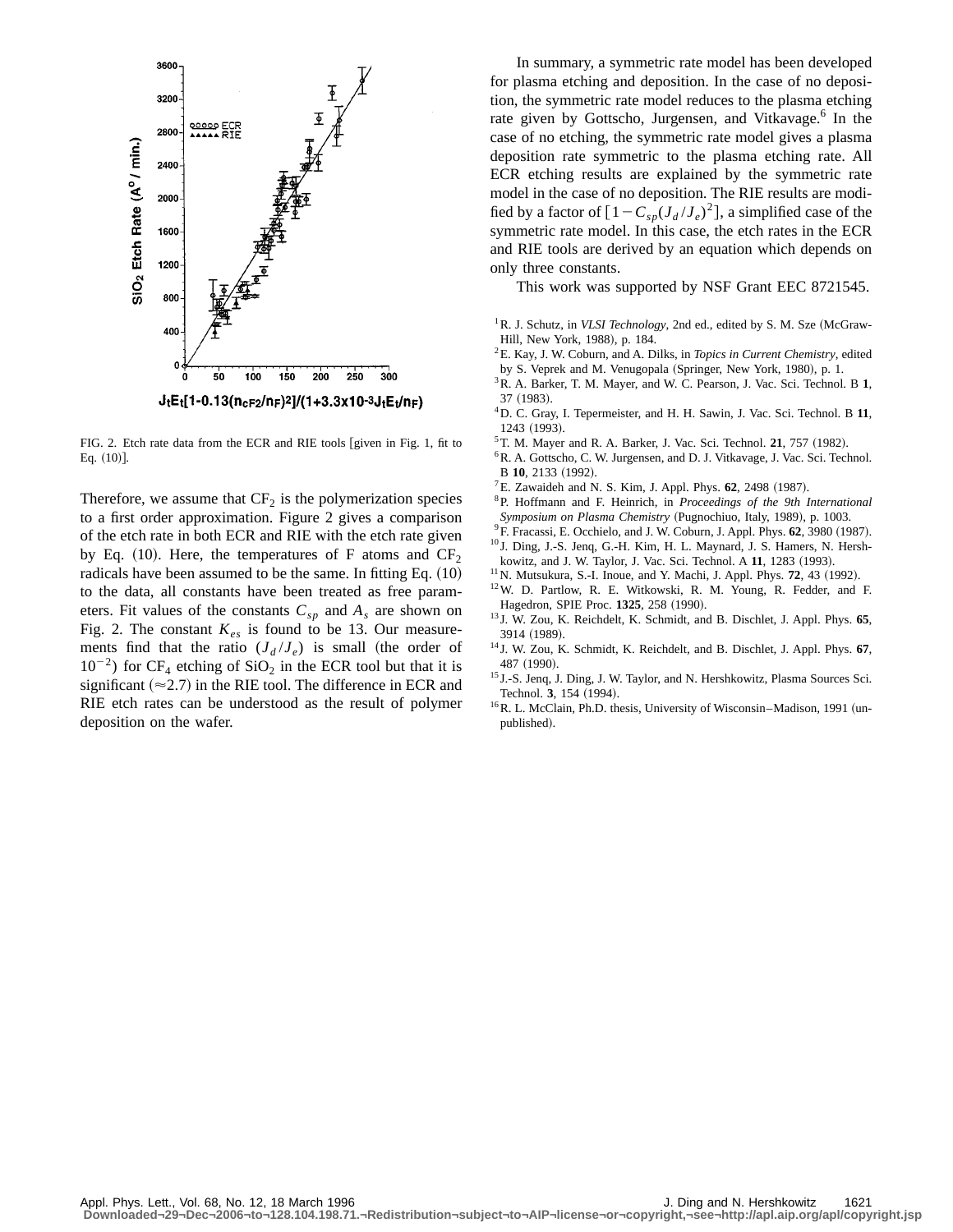3600
3200
2800
2400
2000
1600
1200
800
400
0

ECR
RIE

SiO2 Etch Rate (A°/ min.)

0 50 100 150 200 250 300

JtEt[1-0.13(ncF2/nF)2]/(1+3.3x10-3JtEt/nF)

FIG. 2. Etch rate data from the ECR and RIE tools [given in Fig. 1, fit to Eq. (10)].

Therefore, we assume that $CF_2$ is the polymerization species to a first order approximation. Figure 2 gives a comparison of the etch rate in both ECR and RIE with the etch rate given by Eq. (10). Here, the temperatures of F atoms and $CF_2$ radicals have been assumed to be the same. In fitting Eq. (10) to the data, all constants have been treated as free parameters. Fit values of the constants $C_{sp}$ and $A_s$ are shown on Fig. 2. The constant $K_{es}$ is found to be 13. Our measurements find that the ratio $(J_d/J_e)$ is small (the order of $10^{-2}$) for $CF_4$ etching of $SiO_2$ in the ECR tool but that it is significant ($\approx 2.7$) in the RIE tool. The difference in ECR and RIE etch rates can be understood as the result of polymer deposition on the wafer.

In summary, a symmetric rate model has been developed for plasma etching and deposition. In the case of no deposition, the symmetric rate model reduces to the plasma etching rate given by Gottscho, Jurgensen, and Vitkavage.[6] In the case of no etching, the symmetric rate model gives a plasma deposition rate symmetric to the plasma etching rate. All ECR etching results are explained by the symmetric rate model in the case of no deposition. The RIE results are modified by a factor of $[1-C_{sp}(J_d/J_e)^2]$, a simplified case of the symmetric rate model. In this case, the etch rates in the ECR and RIE tools are derived by an equation which depends on only three constants.

This work was supported by NSF Grant EEC 8721545.

[1] R. J. Schutz, in *VLSI Technology*, 2nd ed., edited by S. M. Sze (McGraw-Hill, New York, 1988), p. 184.

[2] E. Kay, J. W. Coburn, and A. Dilks, in *Topics in Current Chemistry*, edited by S. Veprek and M. Venugopala (Springer, New York, 1980), p. 1.

[3] R. A. Barker, T. M. Mayer, and W. C. Pearson, J. Vac. Sci. Technol. B **1**, 37 (1983).

[4] D. C. Gray, I. Tepermeister, and H. H. Sawin, J. Vac. Sci. Technol. B **11**, 1243 (1993).

[5] T. M. Mayer and R. A. Barker, J. Vac. Sci. Technol. **21**, 757 (1982).

[6] R. A. Gottscho, C. W. Jurgensen, and D. J. Vitkavage, J. Vac. Sci. Technol. B **10**, 2133 (1992).

[7] E. Zawaideh and N. S. Kim, J. Appl. Phys. **62**, 2498 (1987).

[8] P. Hoffmann and F. Heinrich, in *Proceedings of the 9th International Symposium on Plasma Chemistry* (Pugnochiuo, Italy, 1989), p. 1003.

[9] F. Fracassi, E. Occhielo, and J. W. Coburn, J. Appl. Phys. **62**, 3980 (1987).

[10] J. Ding, J.-S. Jenq, G.-H. Kim, H. L. Maynard, J. S. Hamers, N. Hershkowitz, and J. W. Taylor, J. Vac. Sci. Technol. A **11**, 1283 (1993).

[11] N. Mutsukura, S.-I. Inoue, and Y. Machi, J. Appl. Phys. **72**, 43 (1992).

[12] W. D. Partlow, R. E. Witkowski, R. M. Young, R. Fedder, and F. Hagedron, SPIE Proc. **1325**, 258 (1990).

[13] J. W. Zou, K. Reichdelt, K. Schmidt, and B. Dischlet, J. Appl. Phys. **65**, 3914 (1989).

[14] J. W. Zou, K. Schmidt, K. Reichdelt, and B. Dischlet, J. Appl. Phys. **67**, 487 (1990).

[15] J.-S. Jenq, J. Ding, J. W. Taylor, and N. Hershkowitz, Plasma Sources Sci. Technol. **3**, 154 (1994).

[16] R. L. McClain, Ph.D. thesis, University of Wisconsin–Madison, 1991 (unpublished).